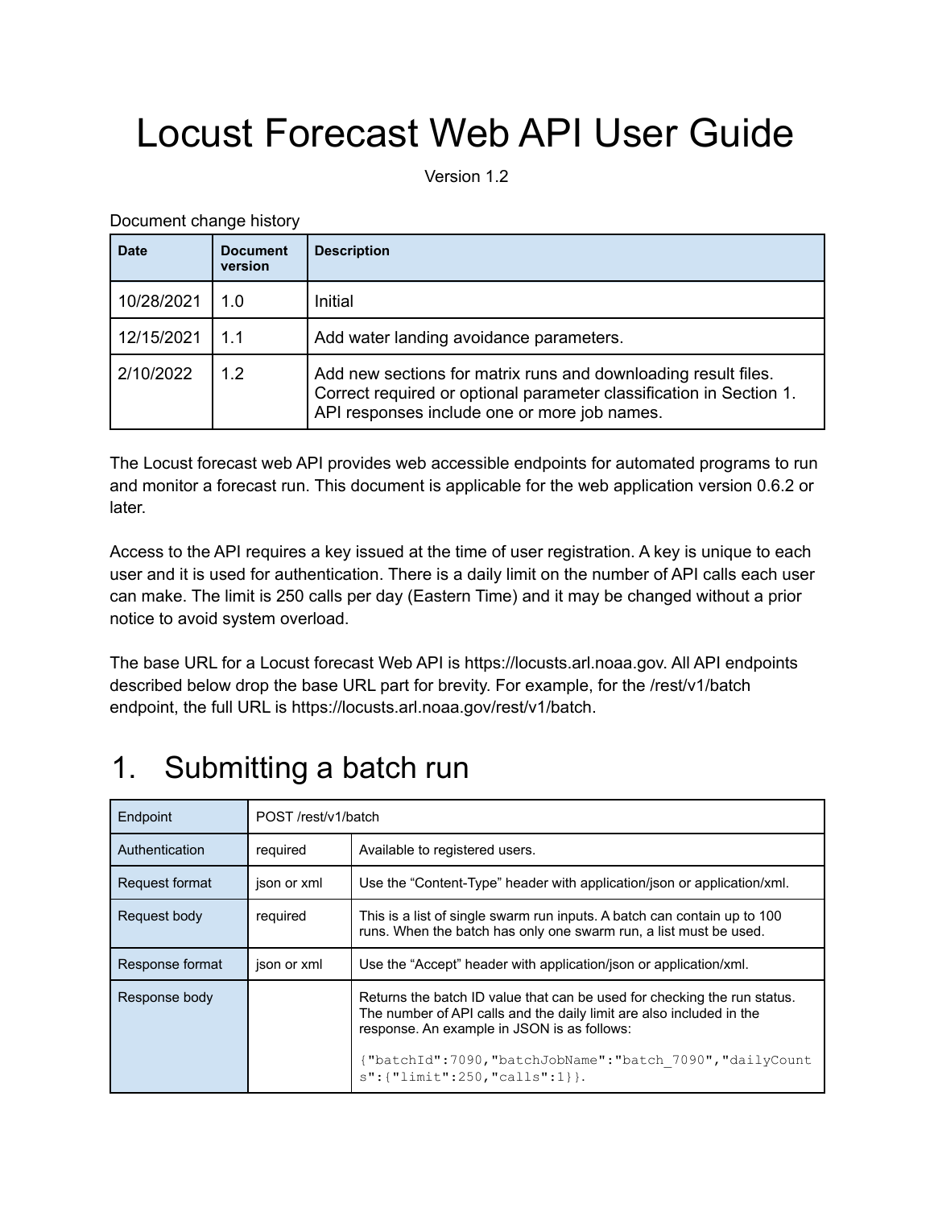# Locust Forecast Web API User Guide

Version 1.2

Document change history

| Date | Document version | Description |
| --- | --- | --- |
| 10/28/2021 | 1.0 | Initial |
| 12/15/2021 | 1.1 | Add water landing avoidance parameters. |
| 2/10/2022 | 1.2 | Add new sections for matrix runs and downloading result files. Correct required or optional parameter classification in Section 1. API responses include one or more job names. |

The Locust forecast web API provides web accessible endpoints for automated programs to run and monitor a forecast run. This document is applicable for the web application version 0.6.2 or later.

Access to the API requires a key issued at the time of user registration. A key is unique to each user and it is used for authentication. There is a daily limit on the number of API calls each user can make. The limit is 250 calls per day (Eastern Time) and it may be changed without a prior notice to avoid system overload.

The base URL for a Locust forecast Web API is https://locusts.arl.noaa.gov. All API endpoints described below drop the base URL part for brevity. For example, for the /rest/v1/batch endpoint, the full URL is https://locusts.arl.noaa.gov/rest/v1/batch.

# 1. Submitting a batch run

| Endpoint | POST /rest/v1/batch | |
| --- | --- | --- |
| Authentication | required | Available to registered users. |
| Request format | json or xml | Use the “Content-Type” header with application/json or application/xml. |
| Request body | required | This is a list of single swarm run inputs. A batch can contain up to 100 runs. When the batch has only one swarm run, a list must be used. |
| Response format | json or xml | Use the “Accept” header with application/json or application/xml. |
| Response body | | Returns the batch ID value that can be used for checking the run status. The number of API calls and the daily limit are also included in the response. An example in JSON is as follows: `{"batchId":7090,"batchJobName":"batch_7090","dailyCounts":{"limit":250,"calls":1}}`. |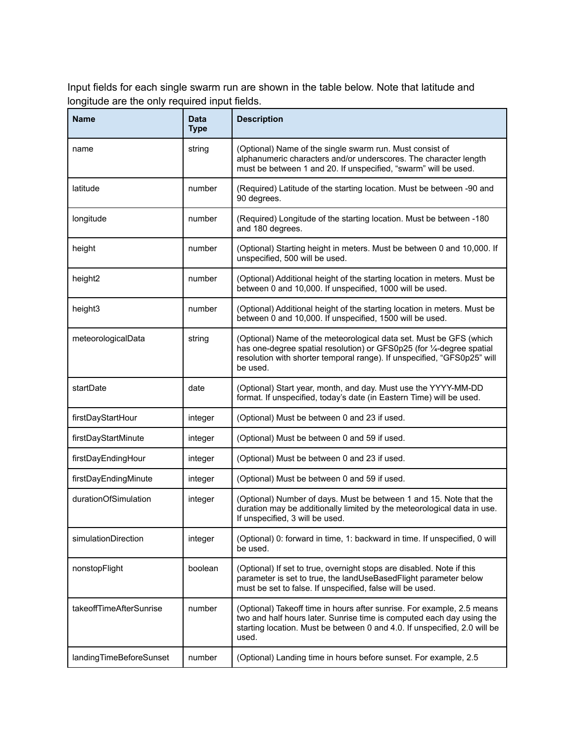Input fields for each single swarm run are shown in the table below. Note that latitude and longitude are the only required input fields.

| Name | Data Type | Description |
| --- | --- | --- |
| name | string | (Optional) Name of the single swarm run. Must consist of alphanumeric characters and/or underscores. The character length must be between 1 and 20. If unspecified, “swarm” will be used. |
| latitude | number | (Required) Latitude of the starting location. Must be between -90 and 90 degrees. |
| longitude | number | (Required) Longitude of the starting location. Must be between -180 and 180 degrees. |
| height | number | (Optional) Starting height in meters. Must be between 0 and 10,000. If unspecified, 500 will be used. |
| height2 | number | (Optional) Additional height of the starting location in meters. Must be between 0 and 10,000. If unspecified, 1000 will be used. |
| height3 | number | (Optional) Additional height of the starting location in meters. Must be between 0 and 10,000. If unspecified, 1500 will be used. |
| meteorologicalData | string | (Optional) Name of the meteorological data set. Must be GFS (which has one-degree spatial resolution) or GFS0p25 (for ¼-degree spatial resolution with shorter temporal range). If unspecified, “GFS0p25” will be used. |
| startDate | date | (Optional) Start year, month, and day. Must use the YYYY-MM-DD format. If unspecified, today’s date (in Eastern Time) will be used. |
| firstDayStartHour | integer | (Optional) Must be between 0 and 23 if used. |
| firstDayStartMinute | integer | (Optional) Must be between 0 and 59 if used. |
| firstDayEndingHour | integer | (Optional) Must be between 0 and 23 if used. |
| firstDayEndingMinute | integer | (Optional) Must be between 0 and 59 if used. |
| durationOfSimulation | integer | (Optional) Number of days. Must be between 1 and 15. Note that the duration may be additionally limited by the meteorological data in use. If unspecified, 3 will be used. |
| simulationDirection | integer | (Optional) 0: forward in time, 1: backward in time. If unspecified, 0 will be used. |
| nonstopFlight | boolean | (Optional) If set to true, overnight stops are disabled. Note if this parameter is set to true, the landUseBasedFlight parameter below must be set to false. If unspecified, false will be used. |
| takeoffTimeAfterSunrise | number | (Optional) Takeoff time in hours after sunrise. For example, 2.5 means two and half hours later. Sunrise time is computed each day using the starting location. Must be between 0 and 4.0. If unspecified, 2.0 will be used. |
| landingTimeBeforeSunset | number | (Optional) Landing time in hours before sunset. For example, 2.5 |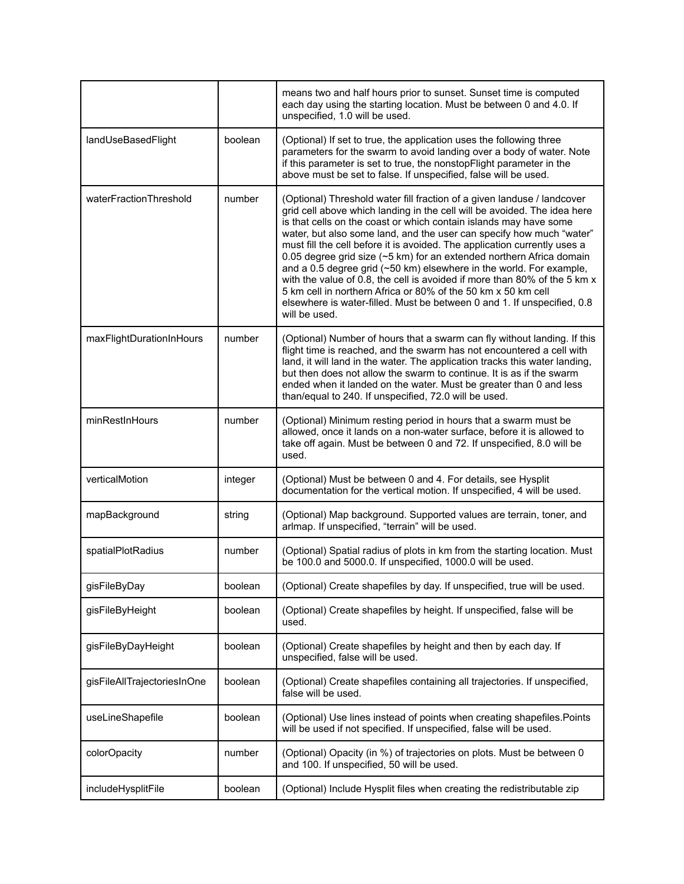| | | |
|---|---|---|
| | | means two and half hours prior to sunset. Sunset time is computed each day using the starting location. Must be between 0 and 4.0. If unspecified, 1.0 will be used. |
| landUseBasedFlight | boolean | (Optional) If set to true, the application uses the following three parameters for the swarm to avoid landing over a body of water. Note if this parameter is set to true, the nonstopFlight parameter in the above must be set to false. If unspecified, false will be used. |
| waterFractionThreshold | number | (Optional) Threshold water fill fraction of a given landuse / landcover grid cell above which landing in the cell will be avoided. The idea here is that cells on the coast or which contain islands may have some water, but also some land, and the user can specify how much "water" must fill the cell before it is avoided. The application currently uses a 0.05 degree grid size (~5 km) for an extended northern Africa domain and a 0.5 degree grid (~50 km) elsewhere in the world. For example, with the value of 0.8, the cell is avoided if more than 80% of the 5 km x 5 km cell in northern Africa or 80% of the 50 km x 50 km cell elsewhere is water-filled. Must be between 0 and 1. If unspecified, 0.8 will be used. |
| maxFlightDurationInHours | number | (Optional) Number of hours that a swarm can fly without landing. If this flight time is reached, and the swarm has not encountered a cell with land, it will land in the water. The application tracks this water landing, but then does not allow the swarm to continue. It is as if the swarm ended when it landed on the water. Must be greater than 0 and less than/equal to 240. If unspecified, 72.0 will be used. |
| minRestInHours | number | (Optional) Minimum resting period in hours that a swarm must be allowed, once it lands on a non-water surface, before it is allowed to take off again. Must be between 0 and 72. If unspecified, 8.0 will be used. |
| verticalMotion | integer | (Optional) Must be between 0 and 4. For details, see Hysplit documentation for the vertical motion. If unspecified, 4 will be used. |
| mapBackground | string | (Optional) Map background. Supported values are terrain, toner, and arlmap. If unspecified, "terrain" will be used. |
| spatialPlotRadius | number | (Optional) Spatial radius of plots in km from the starting location. Must be 100.0 and 5000.0. If unspecified, 1000.0 will be used. |
| gisFileByDay | boolean | (Optional) Create shapefiles by day. If unspecified, true will be used. |
| gisFileByHeight | boolean | (Optional) Create shapefiles by height. If unspecified, false will be used. |
| gisFileByDayHeight | boolean | (Optional) Create shapefiles by height and then by each day. If unspecified, false will be used. |
| gisFileAllTrajectoriesInOne | boolean | (Optional) Create shapefiles containing all trajectories. If unspecified, false will be used. |
| useLineShapefile | boolean | (Optional) Use lines instead of points when creating shapefiles.Points will be used if not specified. If unspecified, false will be used. |
| colorOpacity | number | (Optional) Opacity (in %) of trajectories on plots. Must be between 0 and 100. If unspecified, 50 will be used. |
| includeHysplitFile | boolean | (Optional) Include Hysplit files when creating the redistributable zip |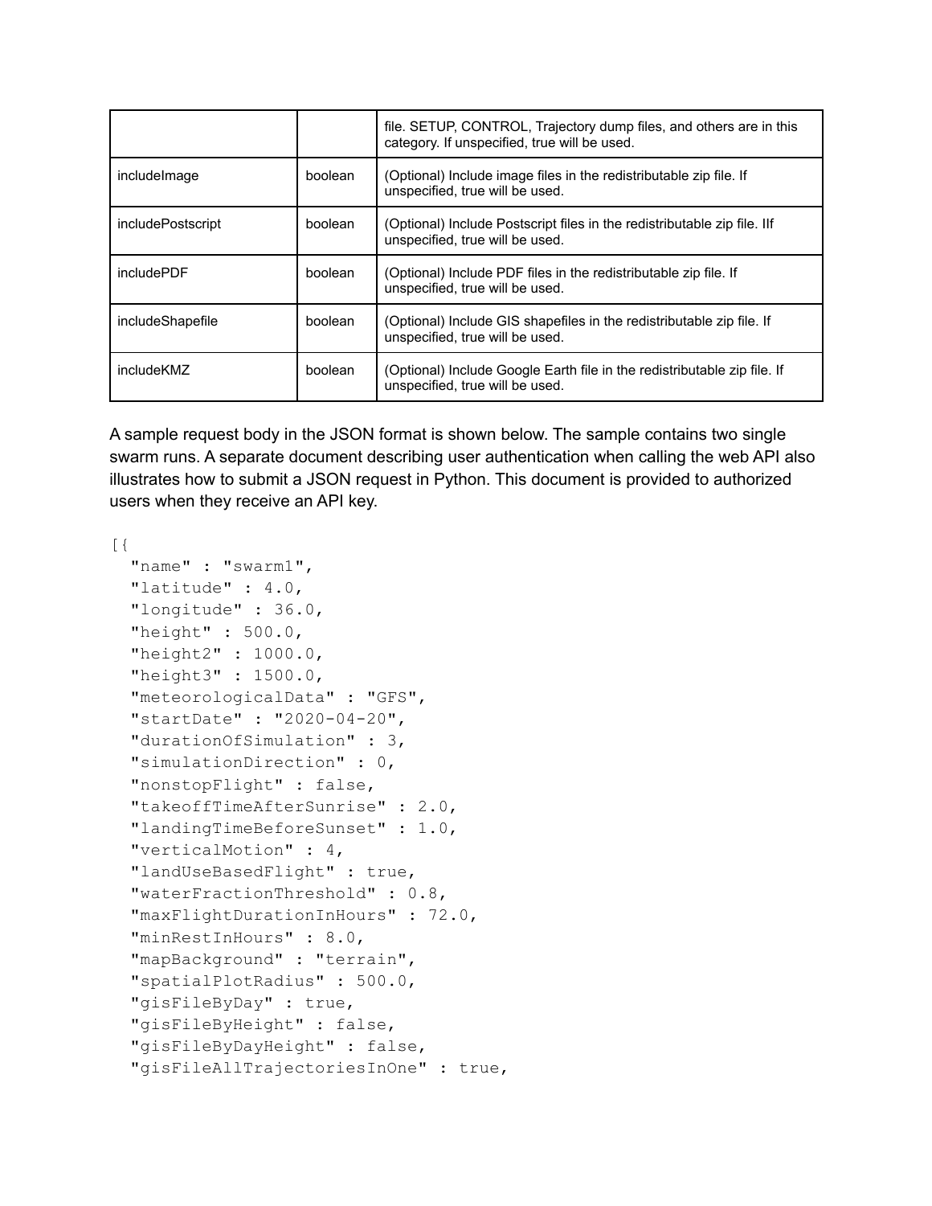|  |  | file. SETUP, CONTROL, Trajectory dump files, and others are in this category. If unspecified, true will be used. |
| --- | --- | --- |
| includeImage | boolean | (Optional) Include image files in the redistributable zip file. If unspecified, true will be used. |
| includePostscript | boolean | (Optional) Include Postscript files in the redistributable zip file. IIf unspecified, true will be used. |
| includePDF | boolean | (Optional) Include PDF files in the redistributable zip file. If unspecified, true will be used. |
| includeShapefile | boolean | (Optional) Include GIS shapefiles in the redistributable zip file. If unspecified, true will be used. |
| includeKMZ | boolean | (Optional) Include Google Earth file in the redistributable zip file. If unspecified, true will be used. |

A sample request body in the JSON format is shown below. The sample contains two single swarm runs. A separate document describing user authentication when calling the web API also illustrates how to submit a JSON request in Python. This document is provided to authorized users when they receive an API key.

```
[{
  "name" : "swarm1",
  "latitude" : 4.0,
  "longitude" : 36.0,
  "height" : 500.0,
  "height2" : 1000.0,
  "height3" : 1500.0,
  "meteorologicalData" : "GFS",
  "startDate" : "2020-04-20",
  "durationOfSimulation" : 3,
  "simulationDirection" : 0,
  "nonstopFlight" : false,
  "takeoffTimeAfterSunrise" : 2.0,
  "landingTimeBeforeSunset" : 1.0,
  "verticalMotion" : 4,
  "landUseBasedFlight" : true,
  "waterFractionThreshold" : 0.8,
  "maxFlightDurationInHours" : 72.0,
  "minRestInHours" : 8.0,
  "mapBackground" : "terrain",
  "spatialPlotRadius" : 500.0,
  "gisFileByDay" : true,
  "gisFileByHeight" : false,
  "gisFileByDayHeight" : false,
  "gisFileAllTrajectoriesInOne" : true,
```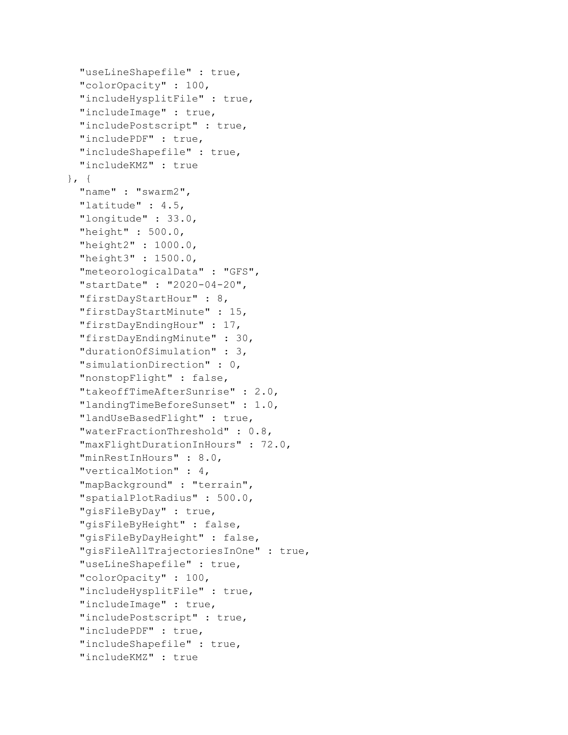```
    "useLineShapefile" : true,
    "colorOpacity" : 100,
    "includeHysplitFile" : true,
    "includeImage" : true,
    "includePostscript" : true,
    "includePDF" : true,
    "includeShapefile" : true,
    "includeKMZ" : true
  }, {
    "name" : "swarm2",
    "latitude" : 4.5,
    "longitude" : 33.0,
    "height" : 500.0,
    "height2" : 1000.0,
    "height3" : 1500.0,
    "meteorologicalData" : "GFS",
    "startDate" : "2020-04-20",
    "firstDayStartHour" : 8,
    "firstDayStartMinute" : 15,
    "firstDayEndingHour" : 17,
    "firstDayEndingMinute" : 30,
    "durationOfSimulation" : 3,
    "simulationDirection" : 0,
    "nonstopFlight" : false,
    "takeoffTimeAfterSunrise" : 2.0,
    "landingTimeBeforeSunset" : 1.0,
    "landUseBasedFlight" : true,
    "waterFractionThreshold" : 0.8,
    "maxFlightDurationInHours" : 72.0,
    "minRestInHours" : 8.0,
    "verticalMotion" : 4,
    "mapBackground" : "terrain",
    "spatialPlotRadius" : 500.0,
    "gisFileByDay" : true,
    "gisFileByHeight" : false,
    "gisFileByDayHeight" : false,
    "gisFileAllTrajectoriesInOne" : true,
    "useLineShapefile" : true,
    "colorOpacity" : 100,
    "includeHysplitFile" : true,
    "includeImage" : true,
    "includePostscript" : true,
    "includePDF" : true,
    "includeShapefile" : true,
    "includeKMZ" : true
```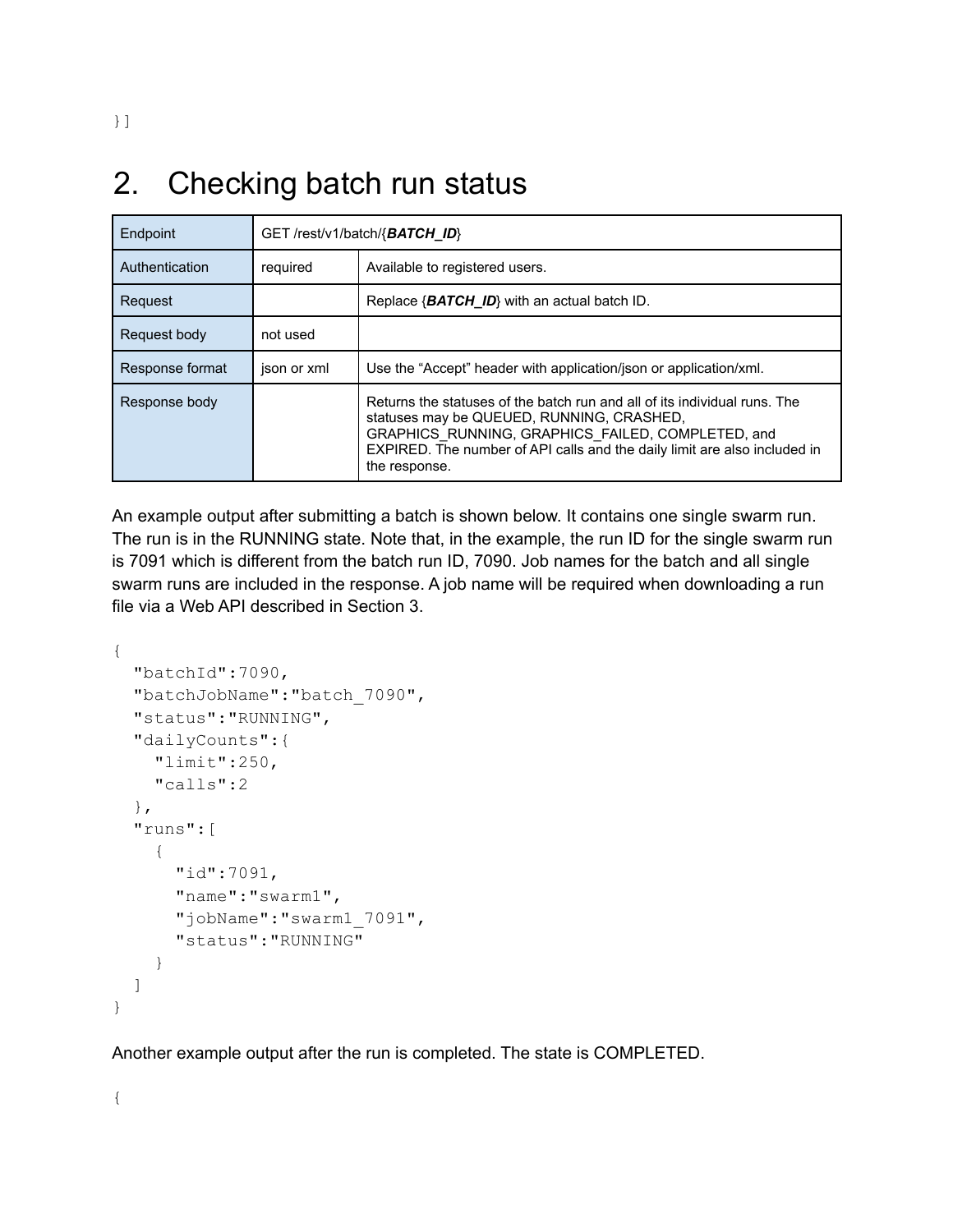```
}]
```

# 2. Checking batch run status

| Endpoint | GET /rest/v1/batch/{***BATCH_ID***} | |
|---|---|---|
| Authentication | required | Available to registered users. |
| Request | | Replace {***BATCH_ID***} with an actual batch ID. |
| Request body | not used | |
| Response format | json or xml | Use the “Accept” header with application/json or application/xml. |
| Response body | | Returns the statuses of the batch run and all of its individual runs. The statuses may be QUEUED, RUNNING, CRASHED, GRAPHICS_RUNNING, GRAPHICS_FAILED, COMPLETED, and EXPIRED. The number of API calls and the daily limit are also included in the response. |

An example output after submitting a batch is shown below. It contains one single swarm run. The run is in the RUNNING state. Note that, in the example, the run ID for the single swarm run is 7091 which is different from the batch run ID, 7090. Job names for the batch and all single swarm runs are included in the response. A job name will be required when downloading a run file via a Web API described in Section 3.

```
{
  "batchId":7090,
  "batchJobName":"batch_7090",
  "status":"RUNNING",
  "dailyCounts":{
    "limit":250,
    "calls":2
  },
  "runs":[
    {
      "id":7091,
      "name":"swarm1",
      "jobName":"swarm1_7091",
      "status":"RUNNING"
    }
  ]
}
```

Another example output after the run is completed. The state is COMPLETED.

```
{
```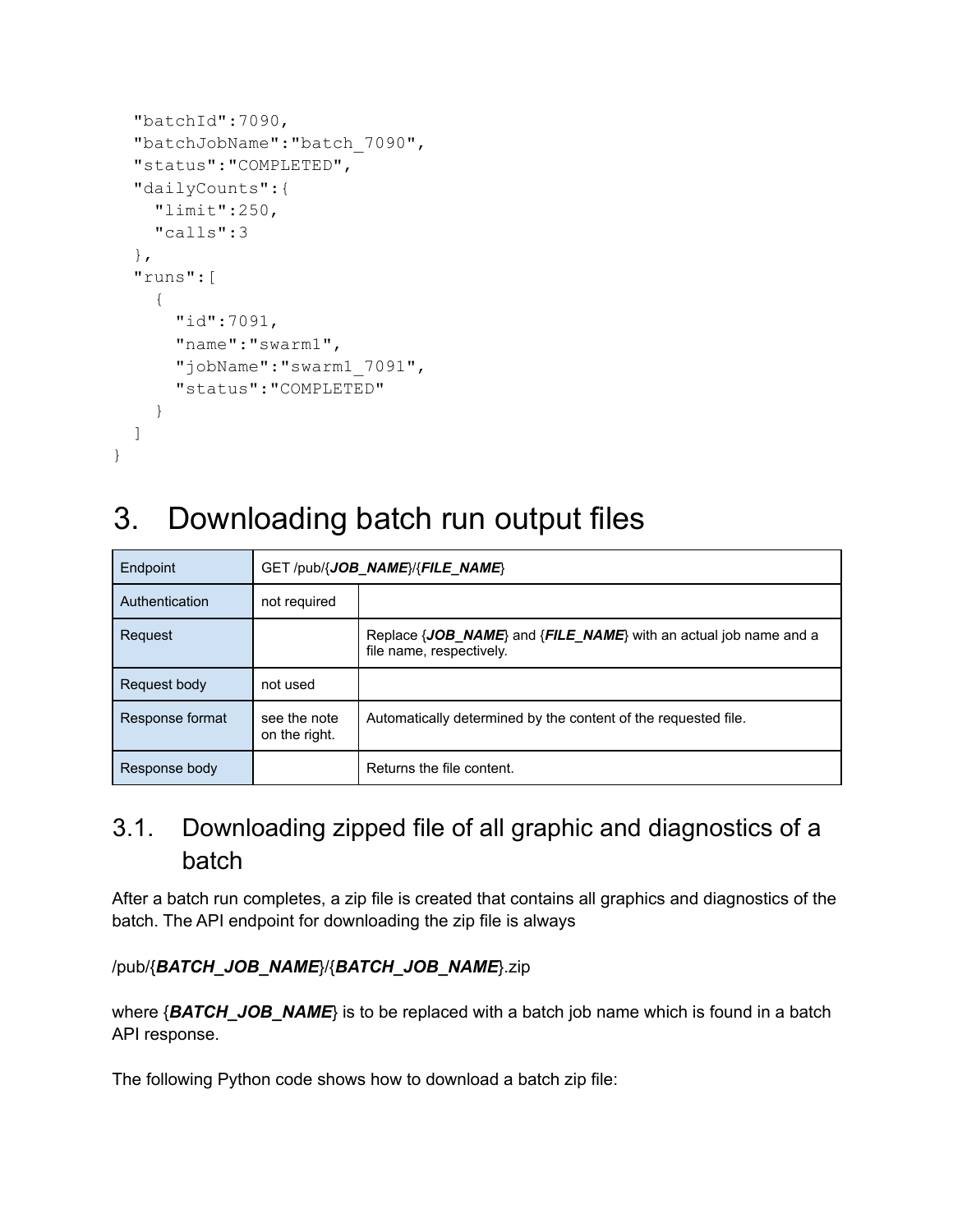```
  "batchId":7090,
  "batchJobName":"batch_7090",
  "status":"COMPLETED",
  "dailyCounts":{
    "limit":250,
    "calls":3
  },
  "runs":[
    {
      "id":7091,
      "name":"swarm1",
      "jobName":"swarm1_7091",
      "status":"COMPLETED"
    }
  ]
}
```

# 3. Downloading batch run output files

| Endpoint | GET /pub/{***JOB_NAME***}/{***FILE_NAME***} | |
|---|---|---|
| Authentication | not required | |
| Request | | Replace {***JOB_NAME***} and {***FILE_NAME***} with an actual job name and a file name, respectively. |
| Request body | not used | |
| Response format | see the note on the right. | Automatically determined by the content of the requested file. |
| Response body | | Returns the file content. |

## 3.1. Downloading zipped file of all graphic and diagnostics of a batch

After a batch run completes, a zip file is created that contains all graphics and diagnostics of the batch. The API endpoint for downloading the zip file is always

/pub/{***BATCH_JOB_NAME***}/{***BATCH_JOB_NAME***}.zip

where {***BATCH_JOB_NAME***} is to be replaced with a batch job name which is found in a batch API response.

The following Python code shows how to download a batch zip file: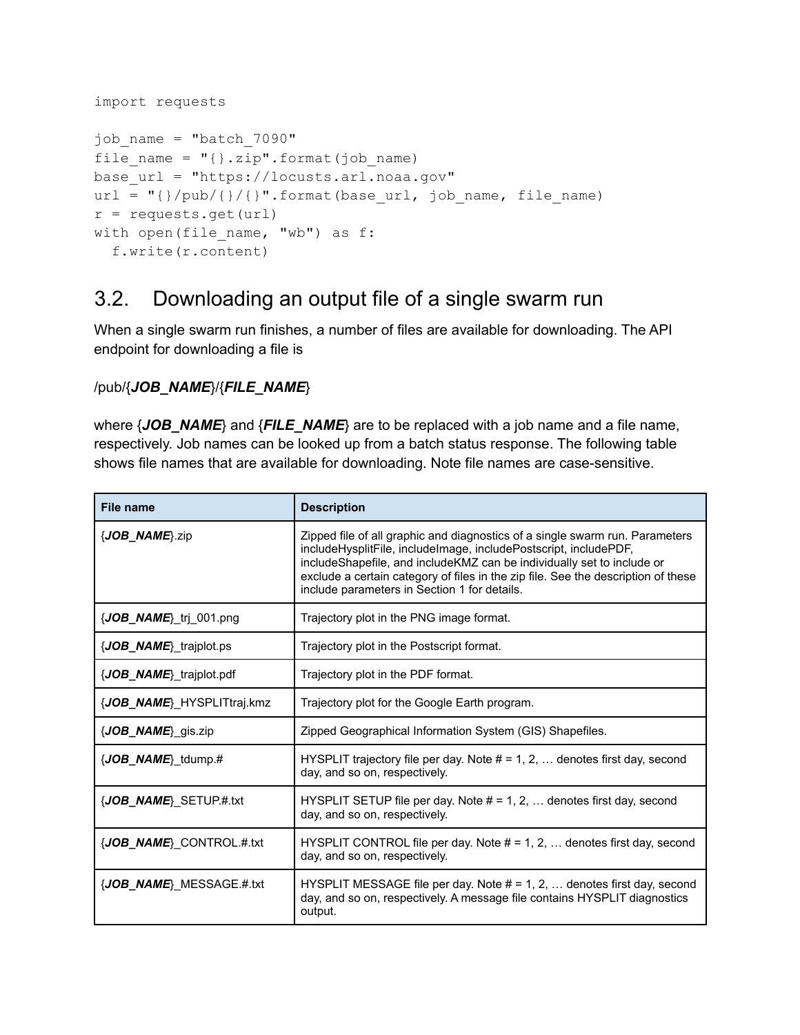```
import requests

job_name = "batch_7090"
file_name = "{}.zip".format(job_name)
base_url = "https://locusts.arl.noaa.gov"
url = "{}/pub/{}/{}".format(base_url, job_name, file_name)
r = requests.get(url)
with open(file_name, "wb") as f:
  f.write(r.content)
```

## 3.2. Downloading an output file of a single swarm run

When a single swarm run finishes, a number of files are available for downloading. The API endpoint for downloading a file is

/pub/{***JOB_NAME***}/{***FILE_NAME***}

where {***JOB_NAME***} and {***FILE_NAME***} are to be replaced with a job name and a file name, respectively. Job names can be looked up from a batch status response. The following table shows file names that are available for downloading. Note file names are case-sensitive.

| **File name** | **Description** |
|---|---|
| {***JOB_NAME***}.zip | Zipped file of all graphic and diagnostics of a single swarm run. Parameters includeHysplitFile, includeImage, includePostscript, includePDF, includeShapefile, and includeKMZ can be individually set to include or exclude a certain category of files in the zip file. See the description of these include parameters in Section 1 for details. |
| {***JOB_NAME***}_trj_001.png | Trajectory plot in the PNG image format. |
| {***JOB_NAME***}_trajplot.ps | Trajectory plot in the Postscript format. |
| {***JOB_NAME***}_trajplot.pdf | Trajectory plot in the PDF format. |
| {***JOB_NAME***}_HYSPLITtraj.kmz | Trajectory plot for the Google Earth program. |
| {***JOB_NAME***}_gis.zip | Zipped Geographical Information System (GIS) Shapefiles. |
| {***JOB_NAME***}_tdump.# | HYSPLIT trajectory file per day. Note # = 1, 2, … denotes first day, second day, and so on, respectively. |
| {***JOB_NAME***}_SETUP.#.txt | HYSPLIT SETUP file per day. Note # = 1, 2, … denotes first day, second day, and so on, respectively. |
| {***JOB_NAME***}_CONTROL.#.txt | HYSPLIT CONTROL file per day. Note # = 1, 2, … denotes first day, second day, and so on, respectively. |
| {***JOB_NAME***}_MESSAGE.#.txt | HYSPLIT MESSAGE file per day. Note # = 1, 2, … denotes first day, second day, and so on, respectively. A message file contains HYSPLIT diagnostics output. |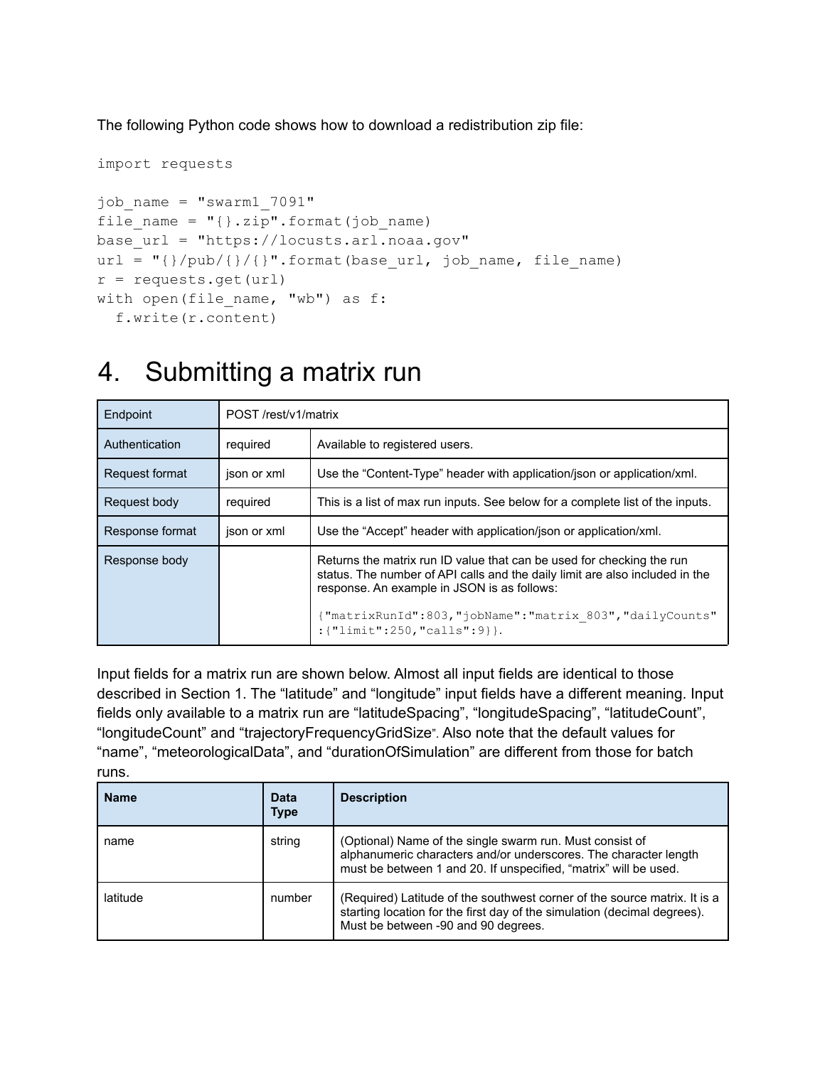The following Python code shows how to download a redistribution zip file:

```
import requests

job_name = "swarm1_7091"
file_name = "{}.zip".format(job_name)
base_url = "https://locusts.arl.noaa.gov"
url = "{}/pub/{}/{}".format(base_url, job_name, file_name)
r = requests.get(url)
with open(file_name, "wb") as f:
  f.write(r.content)
```

# 4. Submitting a matrix run

| Endpoint | POST /rest/v1/matrix | |
|---|---|---|
| Authentication | required | Available to registered users. |
| Request format | json or xml | Use the "Content-Type" header with application/json or application/xml. |
| Request body | required | This is a list of max run inputs. See below for a complete list of the inputs. |
| Response format | json or xml | Use the "Accept" header with application/json or application/xml. |
| Response body | | Returns the matrix run ID value that can be used for checking the run status. The number of API calls and the daily limit are also included in the response. An example in JSON is as follows:<br><br>`{"matrixRunId":803,"jobName":"matrix_803","dailyCounts":{"limit":250,"calls":9}}`. |

Input fields for a matrix run are shown below. Almost all input fields are identical to those described in Section 1. The "latitude" and "longitude" input fields have a different meaning. Input fields only available to a matrix run are "latitudeSpacing", "longitudeSpacing", "latitudeCount", "longitudeCount" and "trajectoryFrequencyGridSize". Also note that the default values for "name", "meteorologicalData", and "durationOfSimulation" are different from those for batch runs.

| Name | Data Type | Description |
|---|---|---|
| name | string | (Optional) Name of the single swarm run. Must consist of alphanumeric characters and/or underscores. The character length must be between 1 and 20. If unspecified, "matrix" will be used. |
| latitude | number | (Required) Latitude of the southwest corner of the source matrix. It is a starting location for the first day of the simulation (decimal degrees). Must be between -90 and 90 degrees. |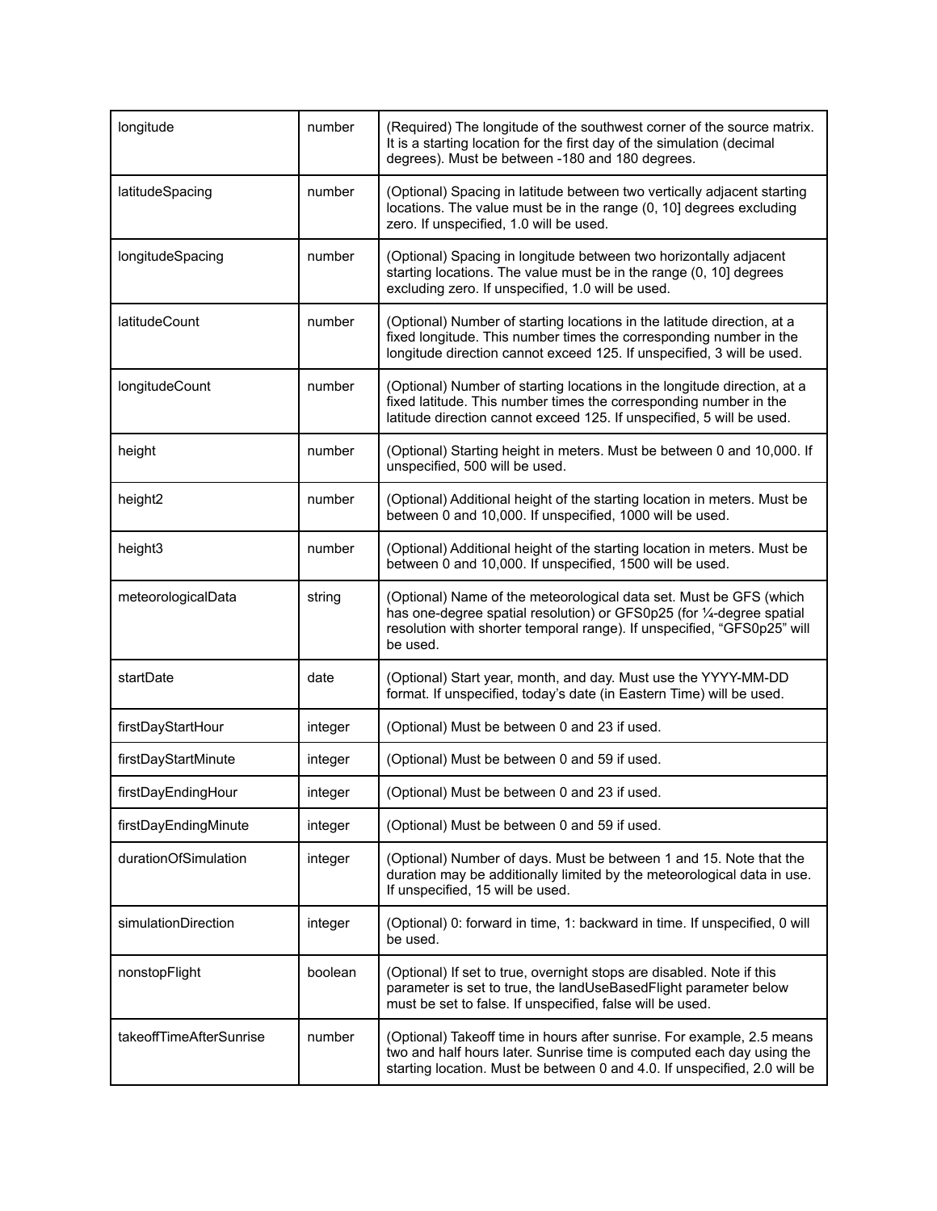| longitude | number | (Required) The longitude of the southwest corner of the source matrix. It is a starting location for the first day of the simulation (decimal degrees). Must be between -180 and 180 degrees. |
|---|---|---|
| latitudeSpacing | number | (Optional) Spacing in latitude between two vertically adjacent starting locations. The value must be in the range (0, 10] degrees excluding zero. If unspecified, 1.0 will be used. |
| longitudeSpacing | number | (Optional) Spacing in longitude between two horizontally adjacent starting locations. The value must be in the range (0, 10] degrees excluding zero. If unspecified, 1.0 will be used. |
| latitudeCount | number | (Optional) Number of starting locations in the latitude direction, at a fixed longitude. This number times the corresponding number in the longitude direction cannot exceed 125. If unspecified, 3 will be used. |
| longitudeCount | number | (Optional) Number of starting locations in the longitude direction, at a fixed latitude. This number times the corresponding number in the latitude direction cannot exceed 125. If unspecified, 5 will be used. |
| height | number | (Optional) Starting height in meters. Must be between 0 and 10,000. If unspecified, 500 will be used. |
| height2 | number | (Optional) Additional height of the starting location in meters. Must be between 0 and 10,000. If unspecified, 1000 will be used. |
| height3 | number | (Optional) Additional height of the starting location in meters. Must be between 0 and 10,000. If unspecified, 1500 will be used. |
| meteorologicalData | string | (Optional) Name of the meteorological data set. Must be GFS (which has one-degree spatial resolution) or GFS0p25 (for ¼-degree spatial resolution with shorter temporal range). If unspecified, "GFS0p25" will be used. |
| startDate | date | (Optional) Start year, month, and day. Must use the YYYY-MM-DD format. If unspecified, today's date (in Eastern Time) will be used. |
| firstDayStartHour | integer | (Optional) Must be between 0 and 23 if used. |
| firstDayStartMinute | integer | (Optional) Must be between 0 and 59 if used. |
| firstDayEndingHour | integer | (Optional) Must be between 0 and 23 if used. |
| firstDayEndingMinute | integer | (Optional) Must be between 0 and 59 if used. |
| durationOfSimulation | integer | (Optional) Number of days. Must be between 1 and 15. Note that the duration may be additionally limited by the meteorological data in use. If unspecified, 15 will be used. |
| simulationDirection | integer | (Optional) 0: forward in time, 1: backward in time. If unspecified, 0 will be used. |
| nonstopFlight | boolean | (Optional) If set to true, overnight stops are disabled. Note if this parameter is set to true, the landUseBasedFlight parameter below must be set to false. If unspecified, false will be used. |
| takeoffTimeAfterSunrise | number | (Optional) Takeoff time in hours after sunrise. For example, 2.5 means two and half hours later. Sunrise time is computed each day using the starting location. Must be between 0 and 4.0. If unspecified, 2.0 will be |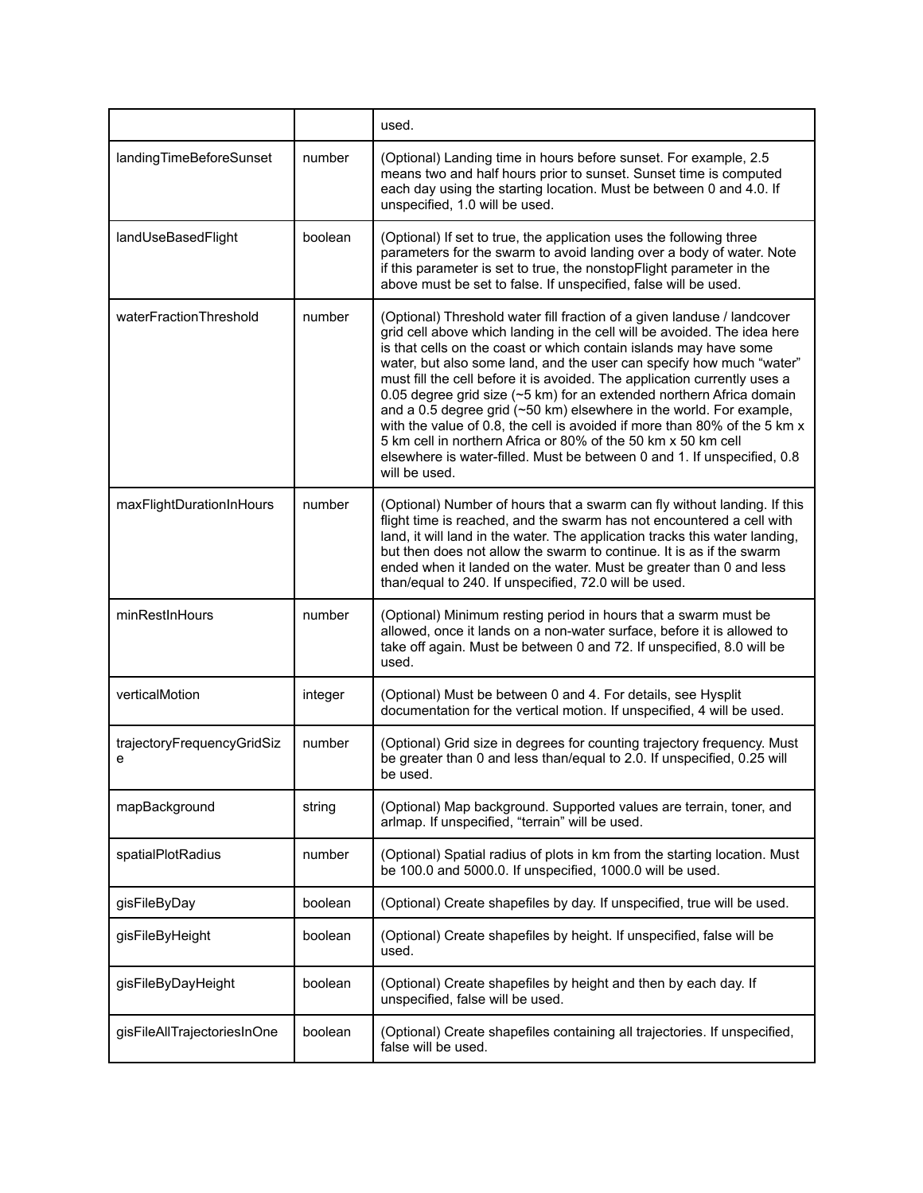|  |  | used. |
| --- | --- | --- |
| landingTimeBeforeSunset | number | (Optional) Landing time in hours before sunset. For example, 2.5 means two and half hours prior to sunset. Sunset time is computed each day using the starting location. Must be between 0 and 4.0. If unspecified, 1.0 will be used. |
| landUseBasedFlight | boolean | (Optional) If set to true, the application uses the following three parameters for the swarm to avoid landing over a body of water. Note if this parameter is set to true, the nonstopFlight parameter in the above must be set to false. If unspecified, false will be used. |
| waterFractionThreshold | number | (Optional) Threshold water fill fraction of a given landuse / landcover grid cell above which landing in the cell will be avoided. The idea here is that cells on the coast or which contain islands may have some water, but also some land, and the user can specify how much "water" must fill the cell before it is avoided. The application currently uses a 0.05 degree grid size (~5 km) for an extended northern Africa domain and a 0.5 degree grid (~50 km) elsewhere in the world. For example, with the value of 0.8, the cell is avoided if more than 80% of the 5 km x 5 km cell in northern Africa or 80% of the 50 km x 50 km cell elsewhere is water-filled. Must be between 0 and 1. If unspecified, 0.8 will be used. |
| maxFlightDurationInHours | number | (Optional) Number of hours that a swarm can fly without landing. If this flight time is reached, and the swarm has not encountered a cell with land, it will land in the water. The application tracks this water landing, but then does not allow the swarm to continue. It is as if the swarm ended when it landed on the water. Must be greater than 0 and less than/equal to 240. If unspecified, 72.0 will be used. |
| minRestInHours | number | (Optional) Minimum resting period in hours that a swarm must be allowed, once it lands on a non-water surface, before it is allowed to take off again. Must be between 0 and 72. If unspecified, 8.0 will be used. |
| verticalMotion | integer | (Optional) Must be between 0 and 4. For details, see Hysplit documentation for the vertical motion. If unspecified, 4 will be used. |
| trajectoryFrequencyGridSize | number | (Optional) Grid size in degrees for counting trajectory frequency. Must be greater than 0 and less than/equal to 2.0. If unspecified, 0.25 will be used. |
| mapBackground | string | (Optional) Map background. Supported values are terrain, toner, and arlmap. If unspecified, "terrain" will be used. |
| spatialPlotRadius | number | (Optional) Spatial radius of plots in km from the starting location. Must be 100.0 and 5000.0. If unspecified, 1000.0 will be used. |
| gisFileByDay | boolean | (Optional) Create shapefiles by day. If unspecified, true will be used. |
| gisFileByHeight | boolean | (Optional) Create shapefiles by height. If unspecified, false will be used. |
| gisFileByDayHeight | boolean | (Optional) Create shapefiles by height and then by each day. If unspecified, false will be used. |
| gisFileAllTrajectoriesInOne | boolean | (Optional) Create shapefiles containing all trajectories. If unspecified, false will be used. |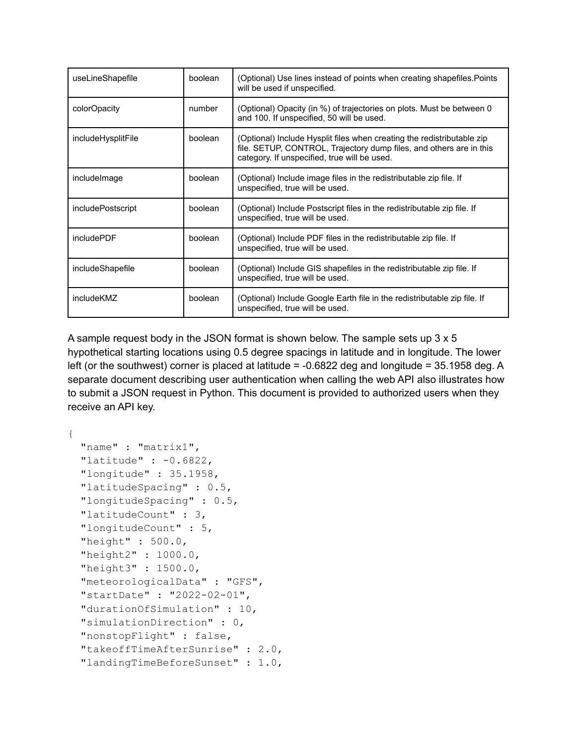| useLineShapefile | boolean | (Optional) Use lines instead of points when creating shapefiles.Points will be used if unspecified. |
|---|---|---|
| colorOpacity | number | (Optional) Opacity (in %) of trajectories on plots. Must be between 0 and 100. If unspecified, 50 will be used. |
| includeHysplitFile | boolean | (Optional) Include Hysplit files when creating the redistributable zip file. SETUP, CONTROL, Trajectory dump files, and others are in this category. If unspecified, true will be used. |
| includeImage | boolean | (Optional) Include image files in the redistributable zip file. If unspecified, true will be used. |
| includePostscript | boolean | (Optional) Include Postscript files in the redistributable zip file. If unspecified, true will be used. |
| includePDF | boolean | (Optional) Include PDF files in the redistributable zip file. If unspecified, true will be used. |
| includeShapefile | boolean | (Optional) Include GIS shapefiles in the redistributable zip file. If unspecified, true will be used. |
| includeKMZ | boolean | (Optional) Include Google Earth file in the redistributable zip file. If unspecified, true will be used. |

A sample request body in the JSON format is shown below. The sample sets up 3 x 5 hypothetical starting locations using 0.5 degree spacings in latitude and in longitude. The lower left (or the southwest) corner is placed at latitude = -0.6822 deg and longitude = 35.1958 deg. A separate document describing user authentication when calling the web API also illustrates how to submit a JSON request in Python. This document is provided to authorized users when they receive an API key.

```
{
  "name" : "matrix1",
  "latitude" : -0.6822,
  "longitude" : 35.1958,
  "latitudeSpacing" : 0.5,
  "longitudeSpacing" : 0.5,
  "latitudeCount" : 3,
  "longitudeCount" : 5,
  "height" : 500.0,
  "height2" : 1000.0,
  "height3" : 1500.0,
  "meteorologicalData" : "GFS",
  "startDate" : "2022-02-01",
  "durationOfSimulation" : 10,
  "simulationDirection" : 0,
  "nonstopFlight" : false,
  "takeoffTimeAfterSunrise" : 2.0,
  "landingTimeBeforeSunset" : 1.0,
```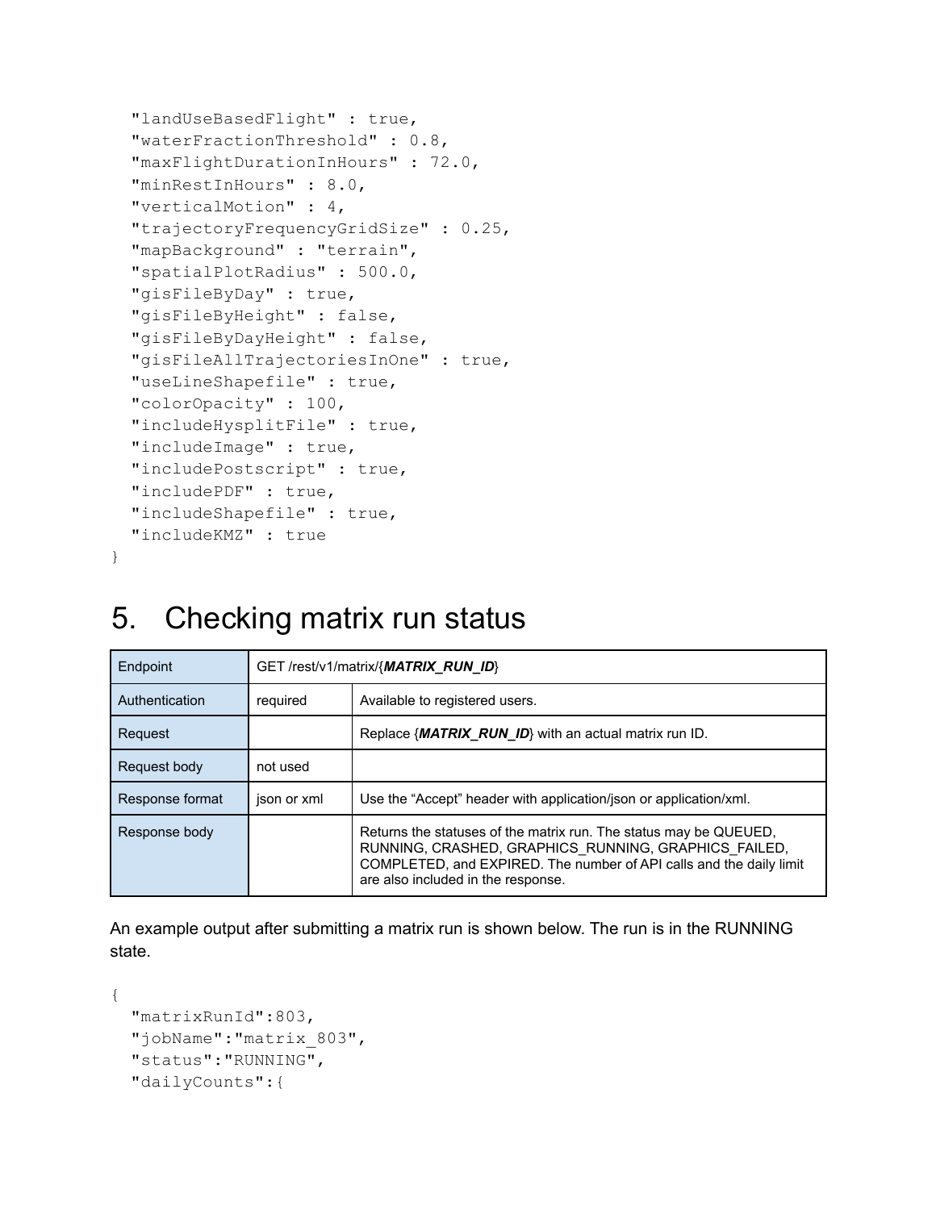```
  "landUseBasedFlight" : true,
  "waterFractionThreshold" : 0.8,
  "maxFlightDurationInHours" : 72.0,
  "minRestInHours" : 8.0,
  "verticalMotion" : 4,
  "trajectoryFrequencyGridSize" : 0.25,
  "mapBackground" : "terrain",
  "spatialPlotRadius" : 500.0,
  "gisFileByDay" : true,
  "gisFileByHeight" : false,
  "gisFileByDayHeight" : false,
  "gisFileAllTrajectoriesInOne" : true,
  "useLineShapefile" : true,
  "colorOpacity" : 100,
  "includeHysplitFile" : true,
  "includeImage" : true,
  "includePostscript" : true,
  "includePDF" : true,
  "includeShapefile" : true,
  "includeKMZ" : true
}
```

# 5. Checking matrix run status

| Endpoint | GET /rest/v1/matrix/{***MATRIX_RUN_ID***} | |
|---|---|---|
| Authentication | required | Available to registered users. |
| Request | | Replace {***MATRIX_RUN_ID***} with an actual matrix run ID. |
| Request body | not used | |
| Response format | json or xml | Use the "Accept" header with application/json or application/xml. |
| Response body | | Returns the statuses of the matrix run. The status may be QUEUED, RUNNING, CRASHED, GRAPHICS_RUNNING, GRAPHICS_FAILED, COMPLETED, and EXPIRED. The number of API calls and the daily limit are also included in the response. |

An example output after submitting a matrix run is shown below. The run is in the RUNNING state.

```
{
  "matrixRunId":803,
  "jobName":"matrix_803",
  "status":"RUNNING",
  "dailyCounts":{
```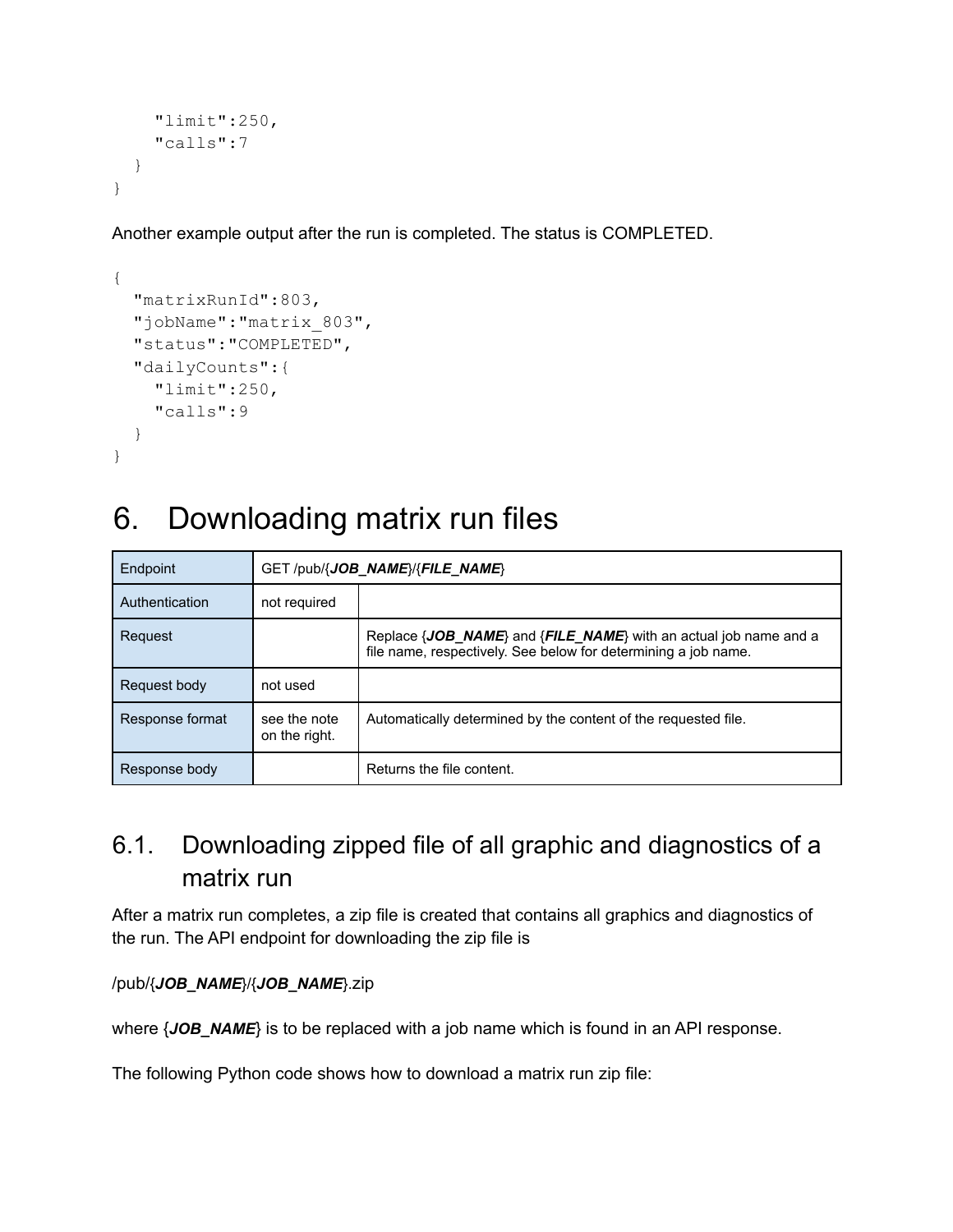```
    "limit":250,
    "calls":7
  }
}
```

Another example output after the run is completed. The status is COMPLETED.

```
{
  "matrixRunId":803,
  "jobName":"matrix_803",
  "status":"COMPLETED",
  "dailyCounts":{
    "limit":250,
    "calls":9
  }
}
```

# 6. Downloading matrix run files

| Endpoint | GET /pub/{***JOB_NAME***}/{***FILE_NAME***} | |
|---|---|---|
| Authentication | not required | |
| Request | | Replace {***JOB_NAME***} and {***FILE_NAME***} with an actual job name and a file name, respectively. See below for determining a job name. |
| Request body | not used | |
| Response format | see the note on the right. | Automatically determined by the content of the requested file. |
| Response body | | Returns the file content. |

## 6.1. Downloading zipped file of all graphic and diagnostics of a matrix run

After a matrix run completes, a zip file is created that contains all graphics and diagnostics of the run. The API endpoint for downloading the zip file is

/pub/{***JOB_NAME***}/{***JOB_NAME***}.zip

where {***JOB_NAME***} is to be replaced with a job name which is found in an API response.

The following Python code shows how to download a matrix run zip file: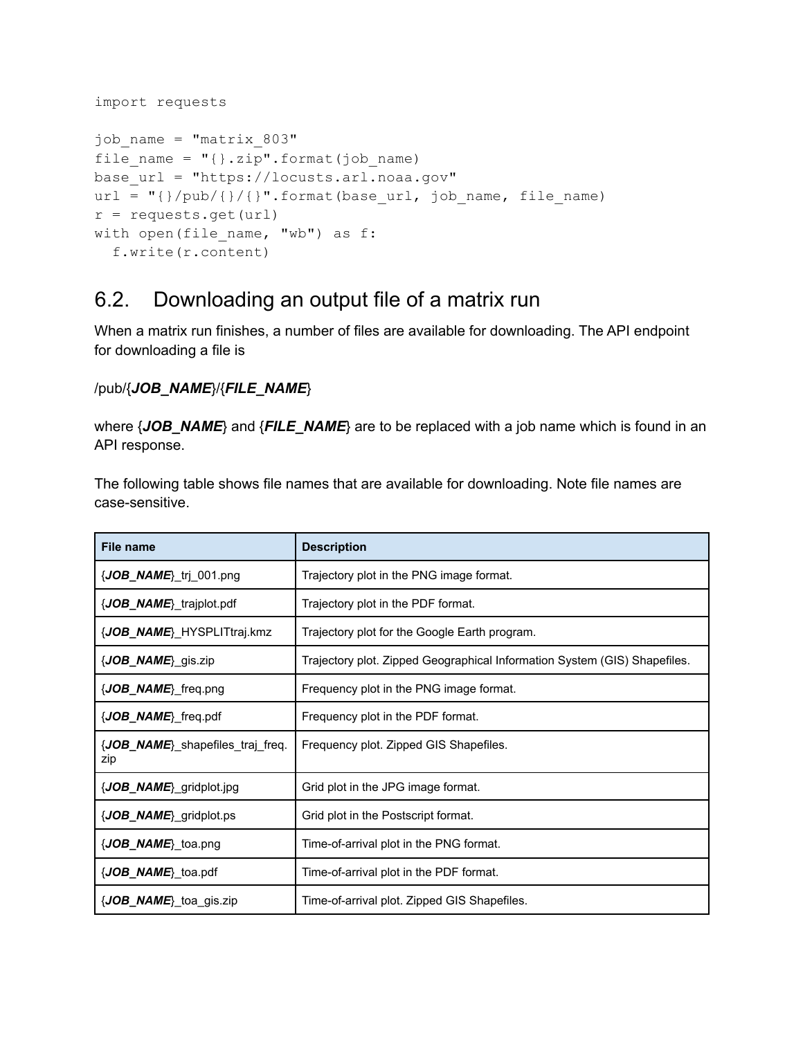```
import requests

job_name = "matrix_803"
file_name = "{}.zip".format(job_name)
base_url = "https://locusts.arl.noaa.gov"
url = "{}/pub/{}/{}".format(base_url, job_name, file_name)
r = requests.get(url)
with open(file_name, "wb") as f:
  f.write(r.content)
```

## 6.2. Downloading an output file of a matrix run

When a matrix run finishes, a number of files are available for downloading. The API endpoint for downloading a file is

/pub/{***JOB_NAME***}/{***FILE_NAME***}

where {***JOB_NAME***} and {***FILE_NAME***} are to be replaced with a job name which is found in an API response.

The following table shows file names that are available for downloading. Note file names are case-sensitive.

| File name | Description |
|---|---|
| {***JOB_NAME***}_trj_001.png | Trajectory plot in the PNG image format. |
| {***JOB_NAME***}_trajplot.pdf | Trajectory plot in the PDF format. |
| {***JOB_NAME***}_HYSPLITtraj.kmz | Trajectory plot for the Google Earth program. |
| {***JOB_NAME***}_gis.zip | Trajectory plot. Zipped Geographical Information System (GIS) Shapefiles. |
| {***JOB_NAME***}_freq.png | Frequency plot in the PNG image format. |
| {***JOB_NAME***}_freq.pdf | Frequency plot in the PDF format. |
| {***JOB_NAME***}_shapefiles_traj_freq.zip | Frequency plot. Zipped GIS Shapefiles. |
| {***JOB_NAME***}_gridplot.jpg | Grid plot in the JPG image format. |
| {***JOB_NAME***}_gridplot.ps | Grid plot in the Postscript format. |
| {***JOB_NAME***}_toa.png | Time-of-arrival plot in the PNG format. |
| {***JOB_NAME***}_toa.pdf | Time-of-arrival plot in the PDF format. |
| {***JOB_NAME***}_toa_gis.zip | Time-of-arrival plot. Zipped GIS Shapefiles. |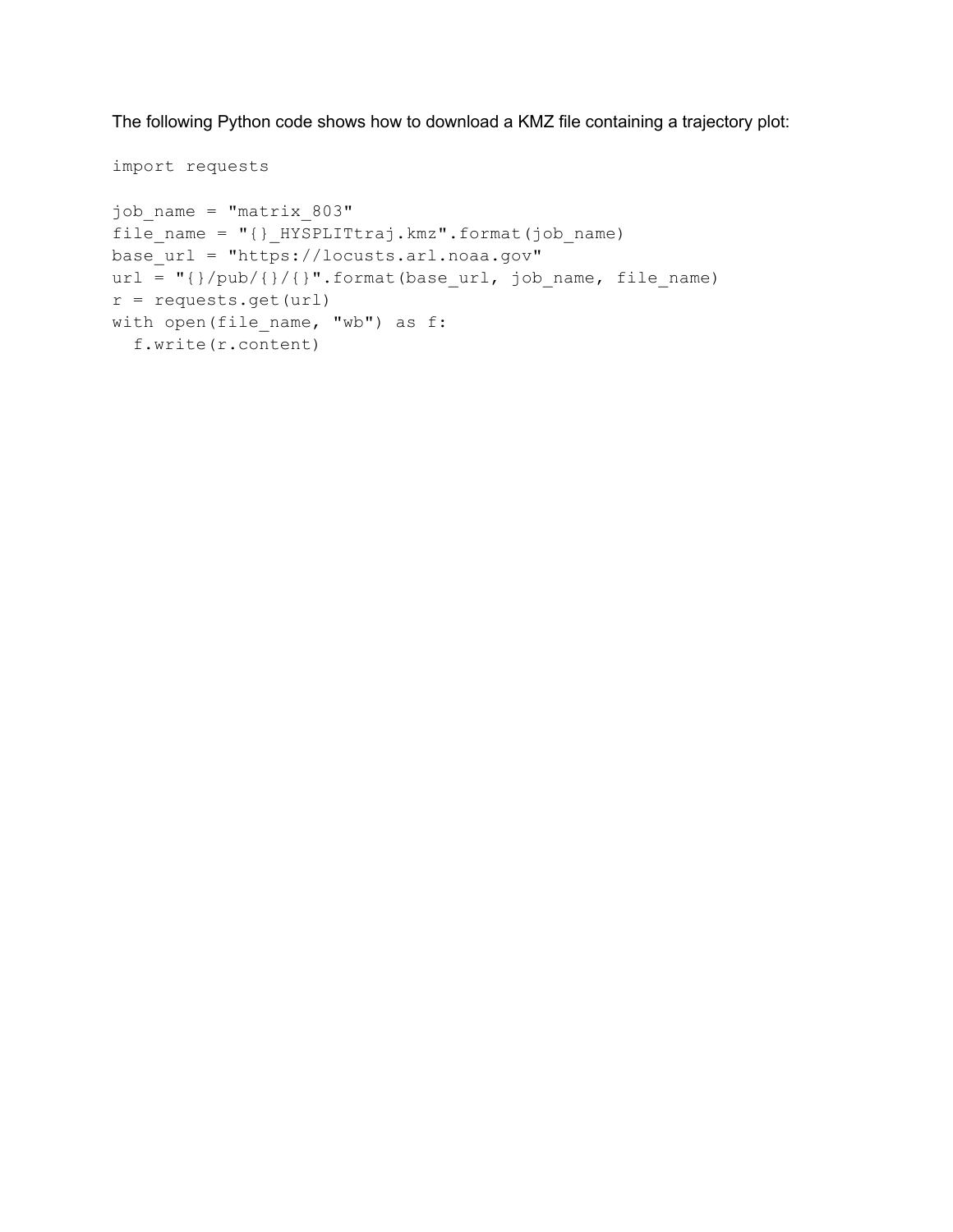The following Python code shows how to download a KMZ file containing a trajectory plot:

```
import requests

job_name = "matrix_803"
file_name = "{}_HYSPLITtraj.kmz".format(job_name)
base_url = "https://locusts.arl.noaa.gov"
url = "{}/pub/{}/{}".format(base_url, job_name, file_name)
r = requests.get(url)
with open(file_name, "wb") as f:
  f.write(r.content)
```